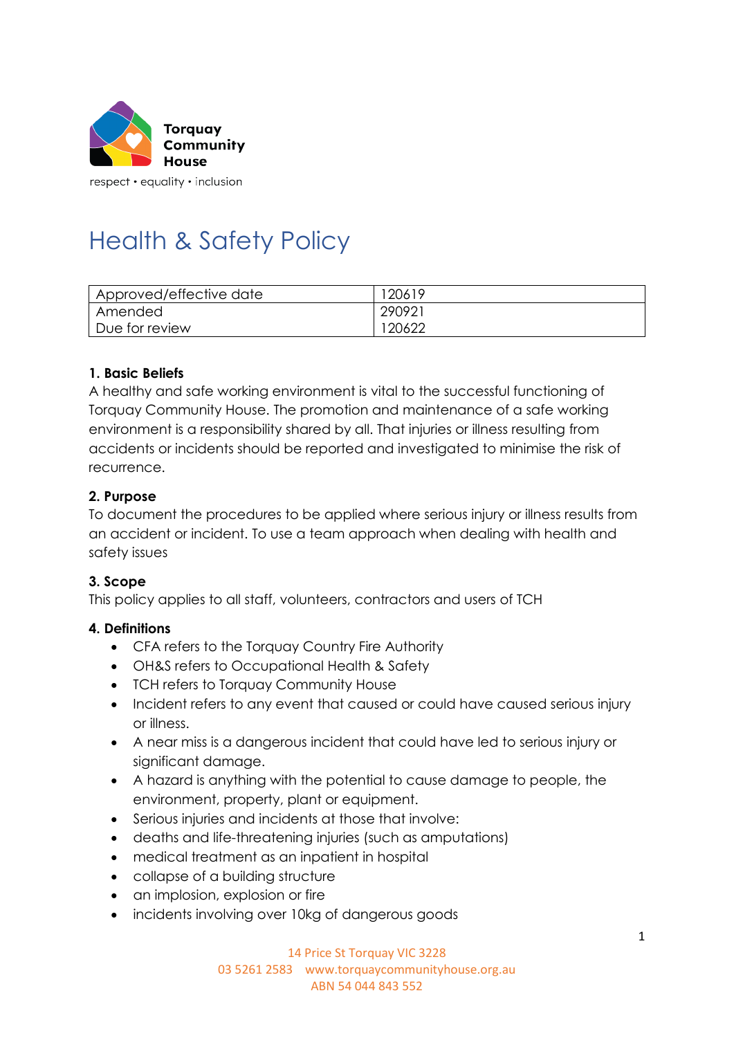Torquay Community House

respect • equality • inclusion

# Health & Safety Policy

| Approved/effective date | 120619 |
|---|---|
| Amended | 290921 |
| Due for review | 120622 |

**1. Basic Beliefs**

A healthy and safe working environment is vital to the successful functioning of Torquay Community House. The promotion and maintenance of a safe working environment is a responsibility shared by all. That injuries or illness resulting from accidents or incidents should be reported and investigated to minimise the risk of recurrence.

**2. Purpose**

To document the procedures to be applied where serious injury or illness results from an accident or incident. To use a team approach when dealing with health and safety issues

**3. Scope**

This policy applies to all staff, volunteers, contractors and users of TCH

**4. Definitions**

- CFA refers to the Torquay Country Fire Authority
- OH&S refers to Occupational Health & Safety
- TCH refers to Torquay Community House
- Incident refers to any event that caused or could have caused serious injury or illness.
- A near miss is a dangerous incident that could have led to serious injury or significant damage.
- A hazard is anything with the potential to cause damage to people, the environment, property, plant or equipment.
- Serious injuries and incidents at those that involve:
- deaths and life-threatening injuries (such as amputations)
- medical treatment as an inpatient in hospital
- collapse of a building structure
- an implosion, explosion or fire
- incidents involving over 10kg of dangerous goods

14 Price St Torquay VIC 3228
03 5261 2583 www.torquaycommunityhouse.org.au
ABN 54 044 843 552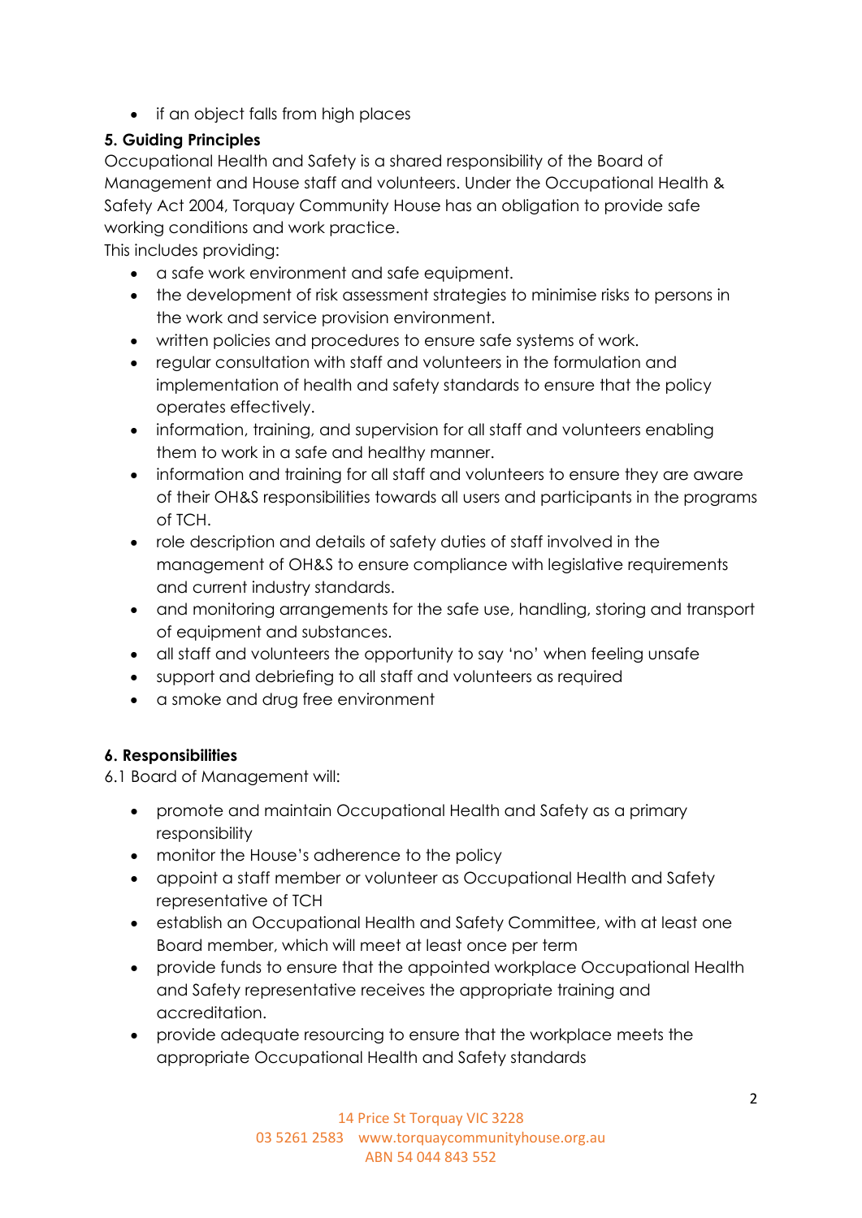- if an object falls from high places

**5. Guiding Principles**

Occupational Health and Safety is a shared responsibility of the Board of Management and House staff and volunteers. Under the Occupational Health & Safety Act 2004, Torquay Community House has an obligation to provide safe working conditions and work practice.

This includes providing:

- a safe work environment and safe equipment.
- the development of risk assessment strategies to minimise risks to persons in the work and service provision environment.
- written policies and procedures to ensure safe systems of work.
- regular consultation with staff and volunteers in the formulation and implementation of health and safety standards to ensure that the policy operates effectively.
- information, training, and supervision for all staff and volunteers enabling them to work in a safe and healthy manner.
- information and training for all staff and volunteers to ensure they are aware of their OH&S responsibilities towards all users and participants in the programs of TCH.
- role description and details of safety duties of staff involved in the management of OH&S to ensure compliance with legislative requirements and current industry standards.
- and monitoring arrangements for the safe use, handling, storing and transport of equipment and substances.
- all staff and volunteers the opportunity to say 'no' when feeling unsafe
- support and debriefing to all staff and volunteers as required
- a smoke and drug free environment

**6. Responsibilities**

6.1 Board of Management will:

- promote and maintain Occupational Health and Safety as a primary responsibility
- monitor the House's adherence to the policy
- appoint a staff member or volunteer as Occupational Health and Safety representative of TCH
- establish an Occupational Health and Safety Committee, with at least one Board member, which will meet at least once per term
- provide funds to ensure that the appointed workplace Occupational Health and Safety representative receives the appropriate training and accreditation.
- provide adequate resourcing to ensure that the workplace meets the appropriate Occupational Health and Safety standards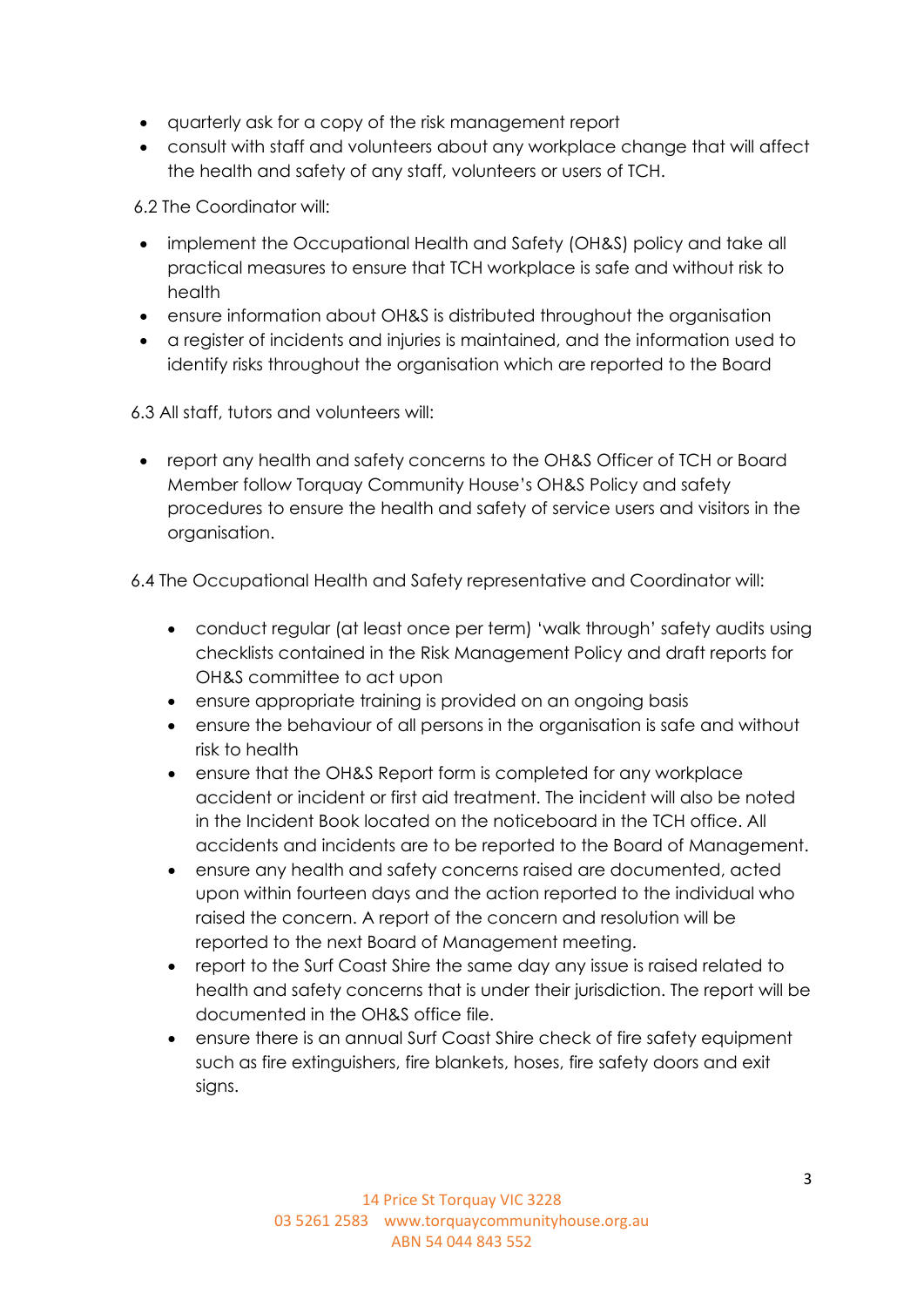- quarterly ask for a copy of the risk management report
- consult with staff and volunteers about any workplace change that will affect the health and safety of any staff, volunteers or users of TCH.

6.2 The Coordinator will:

- implement the Occupational Health and Safety (OH&S) policy and take all practical measures to ensure that TCH workplace is safe and without risk to health
- ensure information about OH&S is distributed throughout the organisation
- a register of incidents and injuries is maintained, and the information used to identify risks throughout the organisation which are reported to the Board

6.3 All staff, tutors and volunteers will:

- report any health and safety concerns to the OH&S Officer of TCH or Board Member follow Torquay Community House's OH&S Policy and safety procedures to ensure the health and safety of service users and visitors in the organisation.

6.4 The Occupational Health and Safety representative and Coordinator will:

- conduct regular (at least once per term) 'walk through' safety audits using checklists contained in the Risk Management Policy and draft reports for OH&S committee to act upon
- ensure appropriate training is provided on an ongoing basis
- ensure the behaviour of all persons in the organisation is safe and without risk to health
- ensure that the OH&S Report form is completed for any workplace accident or incident or first aid treatment. The incident will also be noted in the Incident Book located on the noticeboard in the TCH office. All accidents and incidents are to be reported to the Board of Management.
- ensure any health and safety concerns raised are documented, acted upon within fourteen days and the action reported to the individual who raised the concern. A report of the concern and resolution will be reported to the next Board of Management meeting.
- report to the Surf Coast Shire the same day any issue is raised related to health and safety concerns that is under their jurisdiction. The report will be documented in the OH&S office file.
- ensure there is an annual Surf Coast Shire check of fire safety equipment such as fire extinguishers, fire blankets, hoses, fire safety doors and exit signs.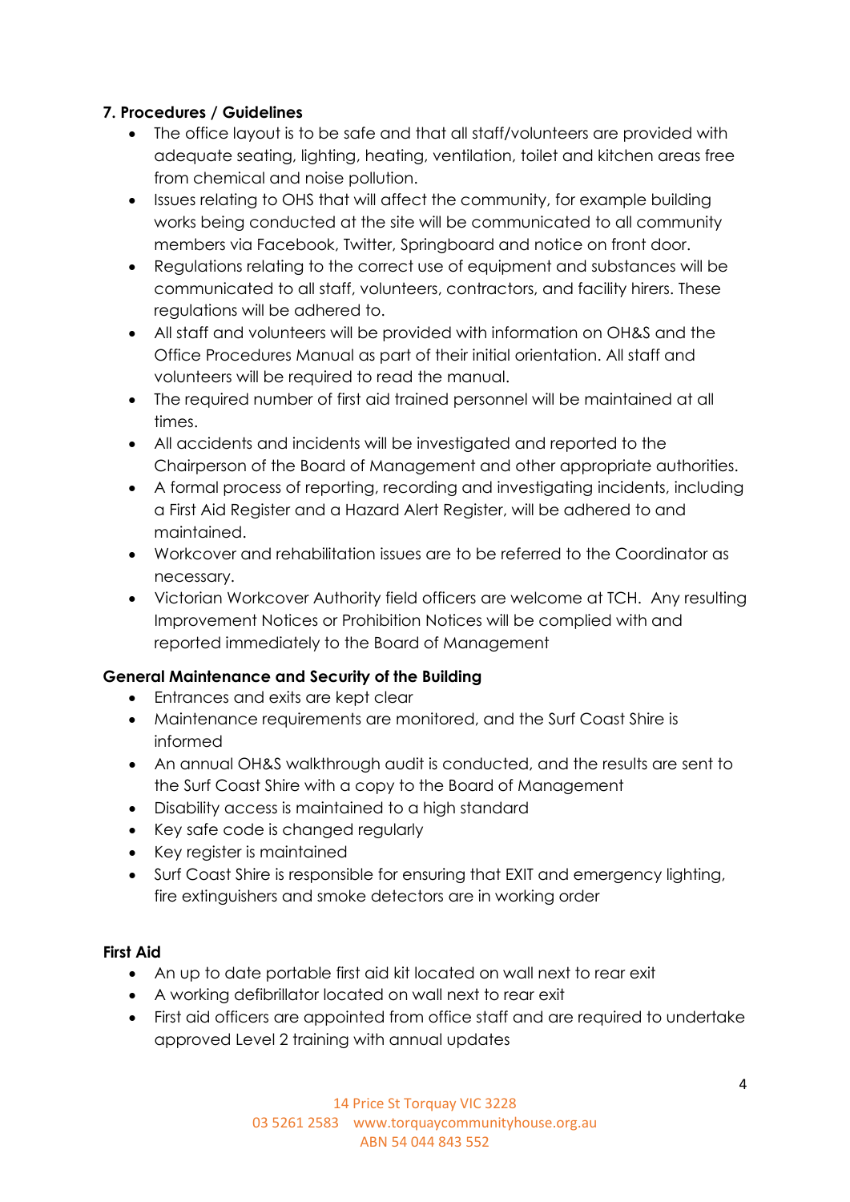### 7. Procedures / Guidelines

- The office layout is to be safe and that all staff/volunteers are provided with adequate seating, lighting, heating, ventilation, toilet and kitchen areas free from chemical and noise pollution.
- Issues relating to OHS that will affect the community, for example building works being conducted at the site will be communicated to all community members via Facebook, Twitter, Springboard and notice on front door.
- Regulations relating to the correct use of equipment and substances will be communicated to all staff, volunteers, contractors, and facility hirers. These regulations will be adhered to.
- All staff and volunteers will be provided with information on OH&S and the Office Procedures Manual as part of their initial orientation. All staff and volunteers will be required to read the manual.
- The required number of first aid trained personnel will be maintained at all times.
- All accidents and incidents will be investigated and reported to the Chairperson of the Board of Management and other appropriate authorities.
- A formal process of reporting, recording and investigating incidents, including a First Aid Register and a Hazard Alert Register, will be adhered to and maintained.
- Workcover and rehabilitation issues are to be referred to the Coordinator as necessary.
- Victorian Workcover Authority field officers are welcome at TCH. Any resulting Improvement Notices or Prohibition Notices will be complied with and reported immediately to the Board of Management

**General Maintenance and Security of the Building**

- Entrances and exits are kept clear
- Maintenance requirements are monitored, and the Surf Coast Shire is informed
- An annual OH&S walkthrough audit is conducted, and the results are sent to the Surf Coast Shire with a copy to the Board of Management
- Disability access is maintained to a high standard
- Key safe code is changed regularly
- Key register is maintained
- Surf Coast Shire is responsible for ensuring that EXIT and emergency lighting, fire extinguishers and smoke detectors are in working order

**First Aid**

- An up to date portable first aid kit located on wall next to rear exit
- A working defibrillator located on wall next to rear exit
- First aid officers are appointed from office staff and are required to undertake approved Level 2 training with annual updates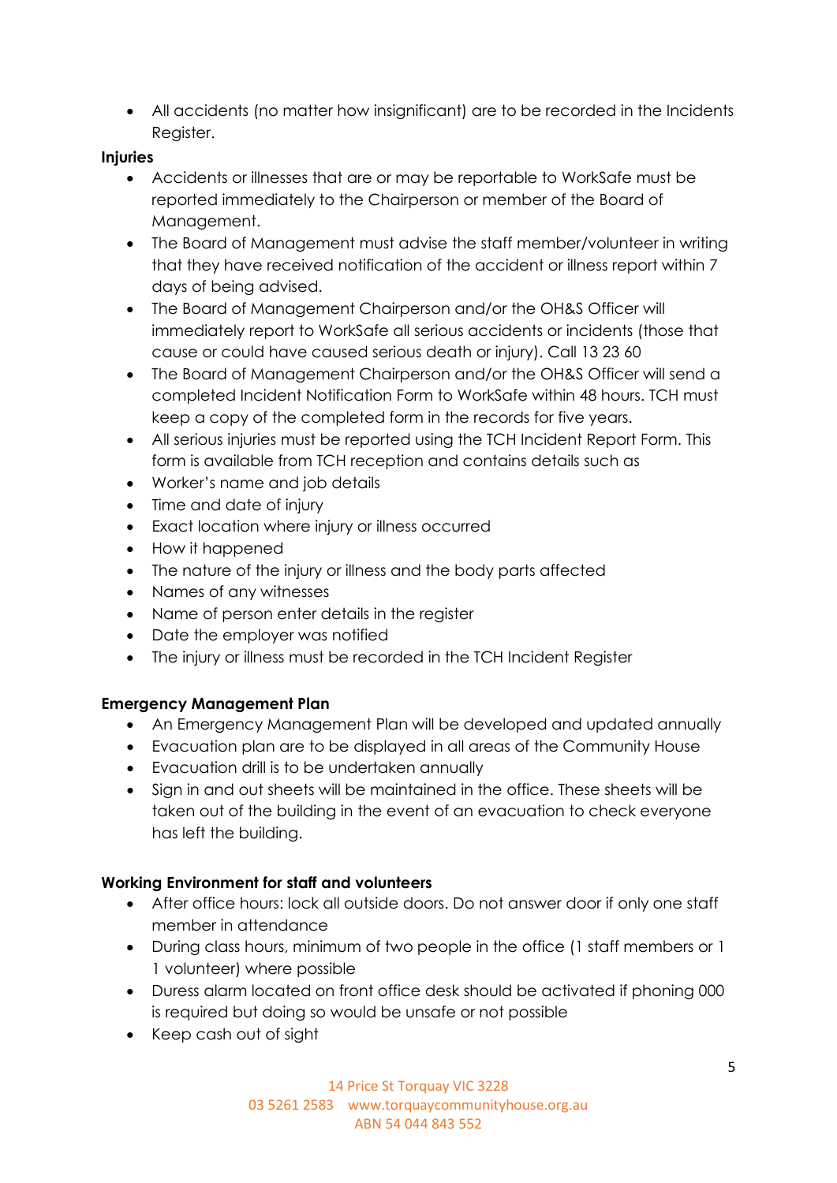- All accidents (no matter how insignificant) are to be recorded in the Incidents Register.

**Injuries**

- Accidents or illnesses that are or may be reportable to WorkSafe must be reported immediately to the Chairperson or member of the Board of Management.
- The Board of Management must advise the staff member/volunteer in writing that they have received notification of the accident or illness report within 7 days of being advised.
- The Board of Management Chairperson and/or the OH&S Officer will immediately report to WorkSafe all serious accidents or incidents (those that cause or could have caused serious death or injury). Call 13 23 60
- The Board of Management Chairperson and/or the OH&S Officer will send a completed Incident Notification Form to WorkSafe within 48 hours. TCH must keep a copy of the completed form in the records for five years.
- All serious injuries must be reported using the TCH Incident Report Form. This form is available from TCH reception and contains details such as
- Worker's name and job details
- Time and date of injury
- Exact location where injury or illness occurred
- How it happened
- The nature of the injury or illness and the body parts affected
- Names of any witnesses
- Name of person enter details in the register
- Date the employer was notified
- The injury or illness must be recorded in the TCH Incident Register

**Emergency Management Plan**

- An Emergency Management Plan will be developed and updated annually
- Evacuation plan are to be displayed in all areas of the Community House
- Evacuation drill is to be undertaken annually
- Sign in and out sheets will be maintained in the office. These sheets will be taken out of the building in the event of an evacuation to check everyone has left the building.

**Working Environment for staff and volunteers**

- After office hours: lock all outside doors. Do not answer door if only one staff member in attendance
- During class hours, minimum of two people in the office (1 staff members or 1 1 volunteer) where possible
- Duress alarm located on front office desk should be activated if phoning 000 is required but doing so would be unsafe or not possible
- Keep cash out of sight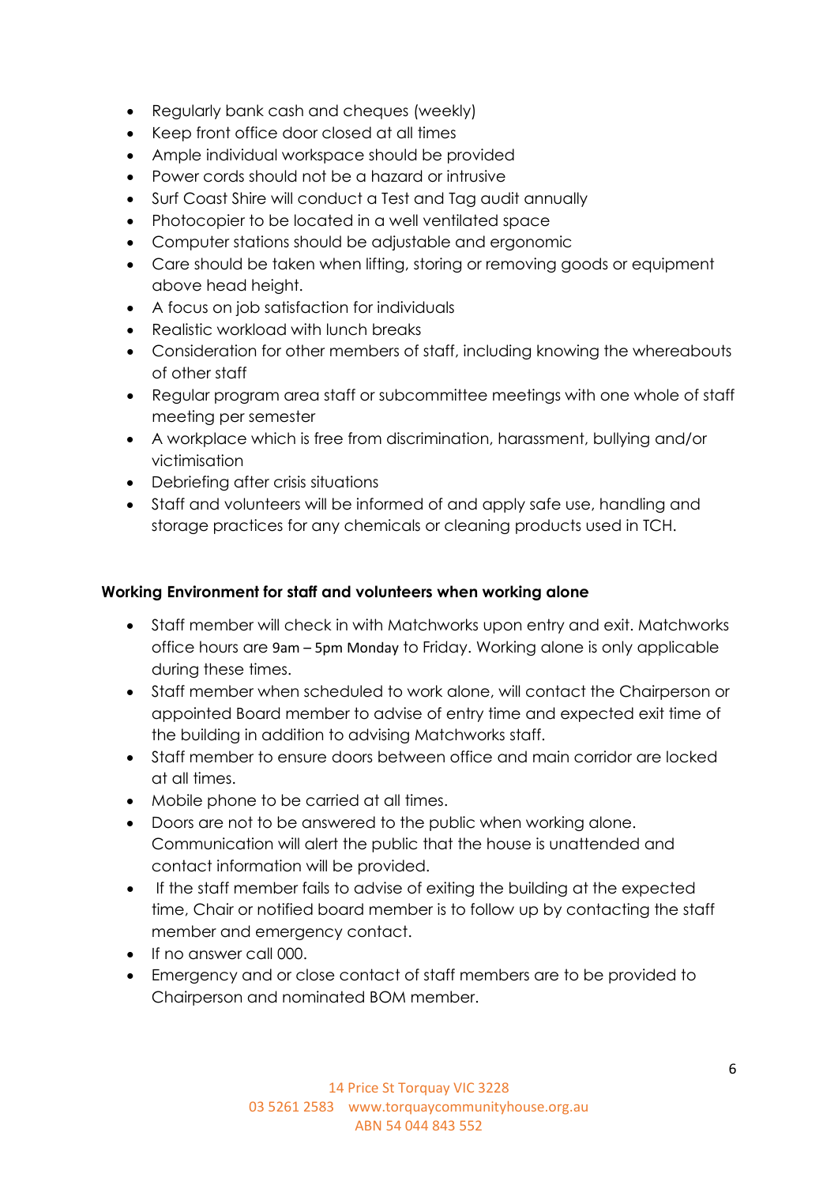- Regularly bank cash and cheques (weekly)
- Keep front office door closed at all times
- Ample individual workspace should be provided
- Power cords should not be a hazard or intrusive
- Surf Coast Shire will conduct a Test and Tag audit annually
- Photocopier to be located in a well ventilated space
- Computer stations should be adjustable and ergonomic
- Care should be taken when lifting, storing or removing goods or equipment above head height.
- A focus on job satisfaction for individuals
- Realistic workload with lunch breaks
- Consideration for other members of staff, including knowing the whereabouts of other staff
- Regular program area staff or subcommittee meetings with one whole of staff meeting per semester
- A workplace which is free from discrimination, harassment, bullying and/or victimisation
- Debriefing after crisis situations
- Staff and volunteers will be informed of and apply safe use, handling and storage practices for any chemicals or cleaning products used in TCH.

**Working Environment for staff and volunteers when working alone**

- Staff member will check in with Matchworks upon entry and exit. Matchworks office hours are 9am – 5pm Monday to Friday. Working alone is only applicable during these times.
- Staff member when scheduled to work alone, will contact the Chairperson or appointed Board member to advise of entry time and expected exit time of the building in addition to advising Matchworks staff.
- Staff member to ensure doors between office and main corridor are locked at all times.
- Mobile phone to be carried at all times.
- Doors are not to be answered to the public when working alone. Communication will alert the public that the house is unattended and contact information will be provided.
- If the staff member fails to advise of exiting the building at the expected time, Chair or notified board member is to follow up by contacting the staff member and emergency contact.
- If no answer call 000.
- Emergency and or close contact of staff members are to be provided to Chairperson and nominated BOM member.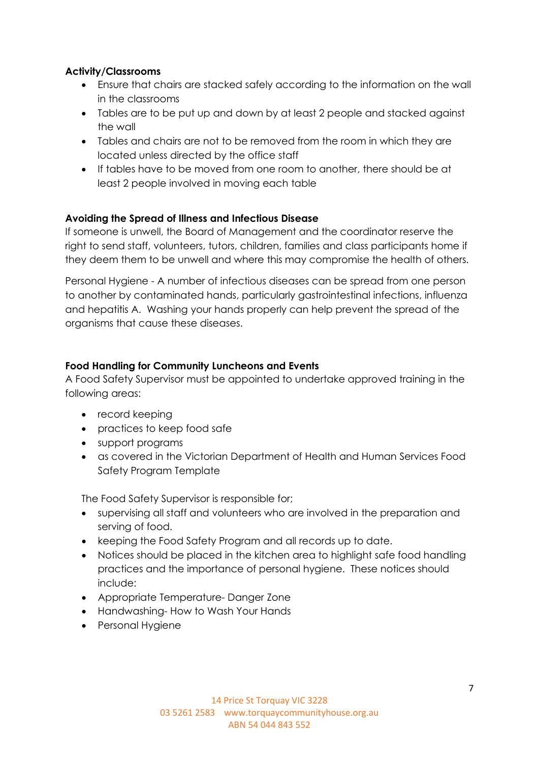**Activity/Classrooms**

- Ensure that chairs are stacked safely according to the information on the wall in the classrooms
- Tables are to be put up and down by at least 2 people and stacked against the wall
- Tables and chairs are not to be removed from the room in which they are located unless directed by the office staff
- If tables have to be moved from one room to another, there should be at least 2 people involved in moving each table

**Avoiding the Spread of Illness and Infectious Disease**

If someone is unwell, the Board of Management and the coordinator reserve the right to send staff, volunteers, tutors, children, families and class participants home if they deem them to be unwell and where this may compromise the health of others.

Personal Hygiene - A number of infectious diseases can be spread from one person to another by contaminated hands, particularly gastrointestinal infections, influenza and hepatitis A. Washing your hands properly can help prevent the spread of the organisms that cause these diseases.

**Food Handling for Community Luncheons and Events**

A Food Safety Supervisor must be appointed to undertake approved training in the following areas:

- record keeping
- practices to keep food safe
- support programs
- as covered in the Victorian Department of Health and Human Services Food Safety Program Template

The Food Safety Supervisor is responsible for;

- supervising all staff and volunteers who are involved in the preparation and serving of food.
- keeping the Food Safety Program and all records up to date.
- Notices should be placed in the kitchen area to highlight safe food handling practices and the importance of personal hygiene. These notices should include:
- Appropriate Temperature- Danger Zone
- Handwashing- How to Wash Your Hands
- Personal Hygiene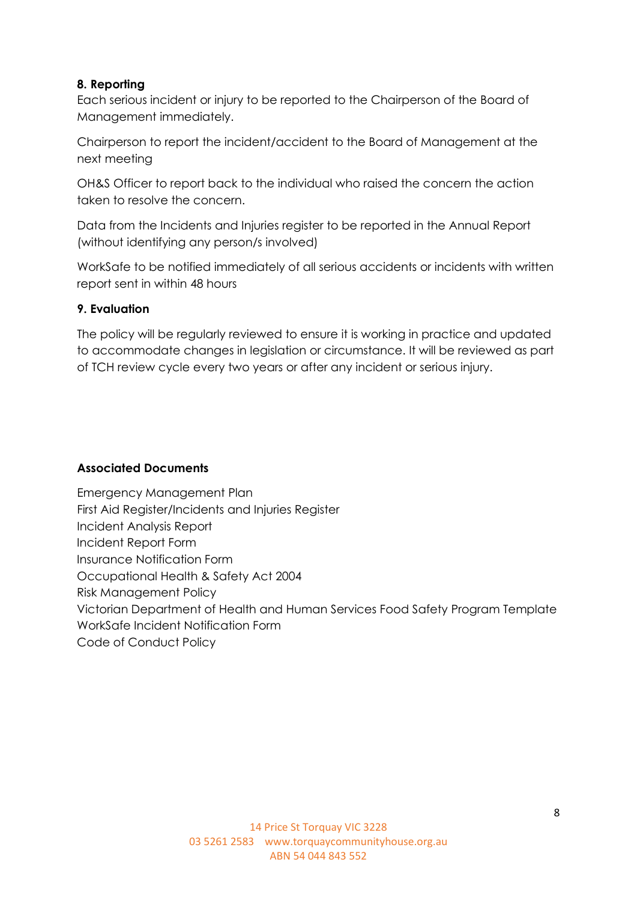**8. Reporting**

Each serious incident or injury to be reported to the Chairperson of the Board of Management immediately.

Chairperson to report the incident/accident to the Board of Management at the next meeting

OH&S Officer to report back to the individual who raised the concern the action taken to resolve the concern.

Data from the Incidents and Injuries register to be reported in the Annual Report (without identifying any person/s involved)

WorkSafe to be notified immediately of all serious accidents or incidents with written report sent in within 48 hours

**9. Evaluation**

The policy will be regularly reviewed to ensure it is working in practice and updated to accommodate changes in legislation or circumstance. It will be reviewed as part of TCH review cycle every two years or after any incident or serious injury.

**Associated Documents**

Emergency Management Plan
First Aid Register/Incidents and Injuries Register
Incident Analysis Report
Incident Report Form
Insurance Notification Form
Occupational Health & Safety Act 2004
Risk Management Policy
Victorian Department of Health and Human Services Food Safety Program Template
WorkSafe Incident Notification Form
Code of Conduct Policy